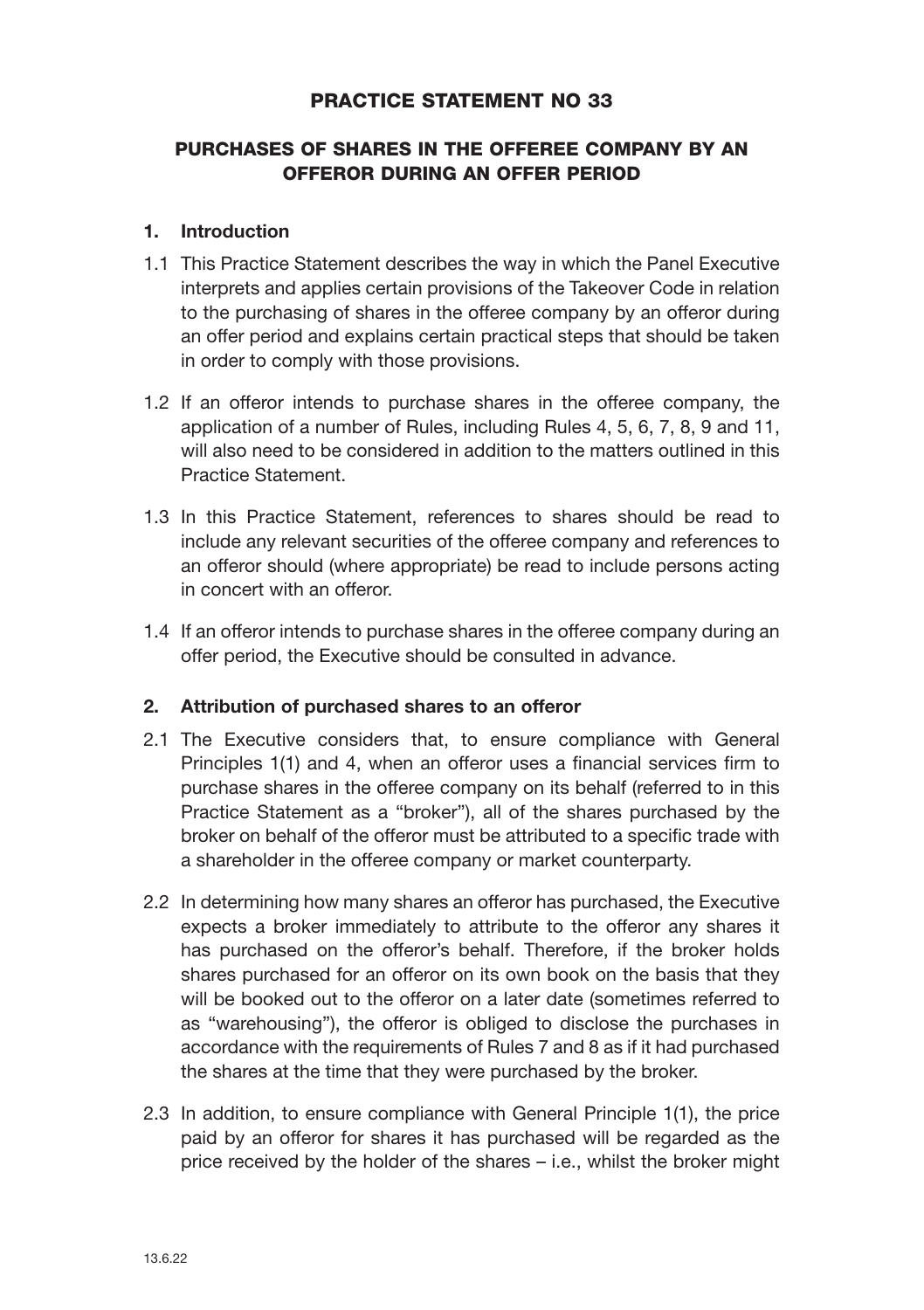# PRACTICE STATEMENT NO 33

## PURCHASES OF SHARES IN THE OFFEREE COMPANY BY AN OFFEROR DURING AN OFFER PERIOD

### 1. Introduction

1.1 This Practice Statement describes the way in which the Panel Executive interprets and applies certain provisions of the Takeover Code in relation to the purchasing of shares in the offeree company by an offeror during an offer period and explains certain practical steps that should be taken in order to comply with those provisions.

1.2 If an offeror intends to purchase shares in the offeree company, the application of a number of Rules, including Rules 4, 5, 6, 7, 8, 9 and 11, will also need to be considered in addition to the matters outlined in this Practice Statement.

1.3 In this Practice Statement, references to shares should be read to include any relevant securities of the offeree company and references to an offeror should (where appropriate) be read to include persons acting in concert with an offeror.

1.4 If an offeror intends to purchase shares in the offeree company during an offer period, the Executive should be consulted in advance.

### 2. Attribution of purchased shares to an offeror

2.1 The Executive considers that, to ensure compliance with General Principles 1(1) and 4, when an offeror uses a financial services firm to purchase shares in the offeree company on its behalf (referred to in this Practice Statement as a "broker"), all of the shares purchased by the broker on behalf of the offeror must be attributed to a specific trade with a shareholder in the offeree company or market counterparty.

2.2 In determining how many shares an offeror has purchased, the Executive expects a broker immediately to attribute to the offeror any shares it has purchased on the offeror's behalf. Therefore, if the broker holds shares purchased for an offeror on its own book on the basis that they will be booked out to the offeror on a later date (sometimes referred to as "warehousing"), the offeror is obliged to disclose the purchases in accordance with the requirements of Rules 7 and 8 as if it had purchased the shares at the time that they were purchased by the broker.

2.3 In addition, to ensure compliance with General Principle 1(1), the price paid by an offeror for shares it has purchased will be regarded as the price received by the holder of the shares – i.e., whilst the broker might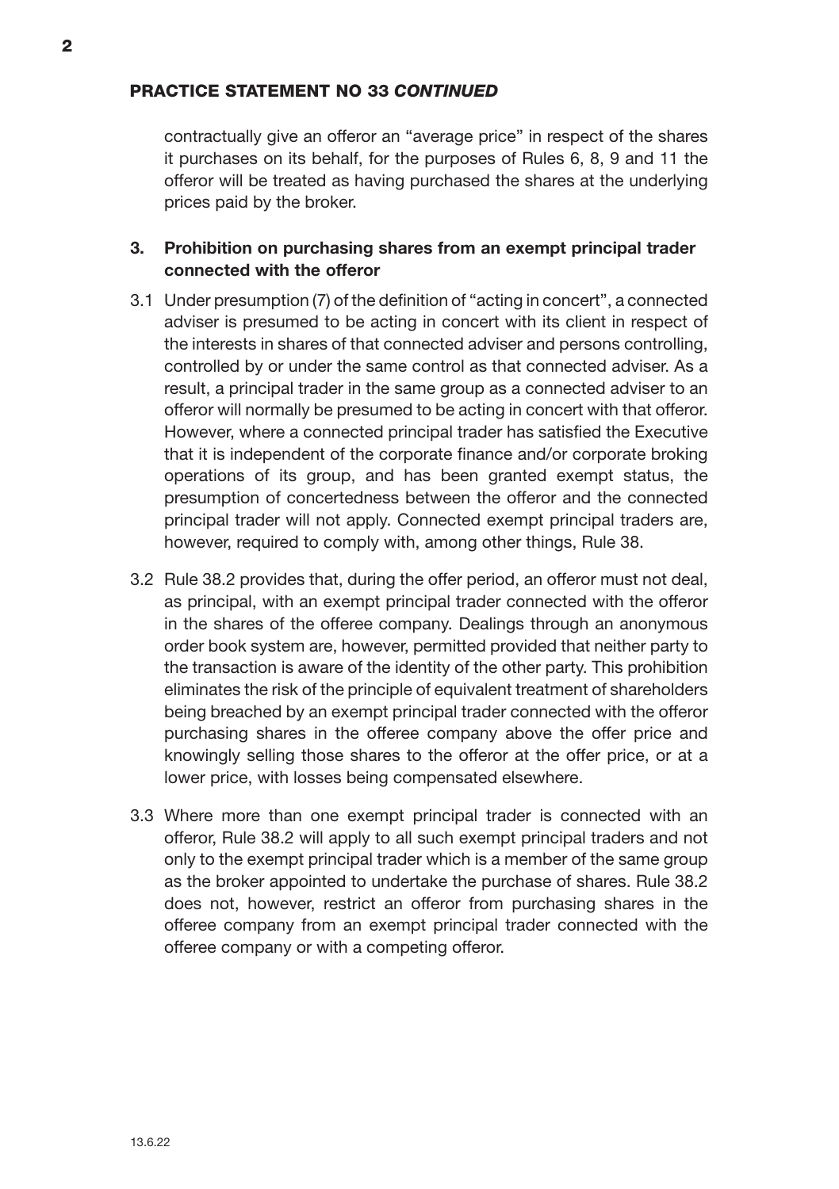contractually give an offeror an "average price" in respect of the shares it purchases on its behalf, for the purposes of Rules 6, 8, 9 and 11 the offeror will be treated as having purchased the shares at the underlying prices paid by the broker.

## 3. Prohibition on purchasing shares from an exempt principal trader connected with the offeror

3.1 Under presumption (7) of the definition of "acting in concert", a connected adviser is presumed to be acting in concert with its client in respect of the interests in shares of that connected adviser and persons controlling, controlled by or under the same control as that connected adviser. As a result, a principal trader in the same group as a connected adviser to an offeror will normally be presumed to be acting in concert with that offeror. However, where a connected principal trader has satisfied the Executive that it is independent of the corporate finance and/or corporate broking operations of its group, and has been granted exempt status, the presumption of concertedness between the offeror and the connected principal trader will not apply. Connected exempt principal traders are, however, required to comply with, among other things, Rule 38.

3.2 Rule 38.2 provides that, during the offer period, an offeror must not deal, as principal, with an exempt principal trader connected with the offeror in the shares of the offeree company. Dealings through an anonymous order book system are, however, permitted provided that neither party to the transaction is aware of the identity of the other party. This prohibition eliminates the risk of the principle of equivalent treatment of shareholders being breached by an exempt principal trader connected with the offeror purchasing shares in the offeree company above the offer price and knowingly selling those shares to the offeror at the offer price, or at a lower price, with losses being compensated elsewhere.

3.3 Where more than one exempt principal trader is connected with an offeror, Rule 38.2 will apply to all such exempt principal traders and not only to the exempt principal trader which is a member of the same group as the broker appointed to undertake the purchase of shares. Rule 38.2 does not, however, restrict an offeror from purchasing shares in the offeree company from an exempt principal trader connected with the offeree company or with a competing offeror.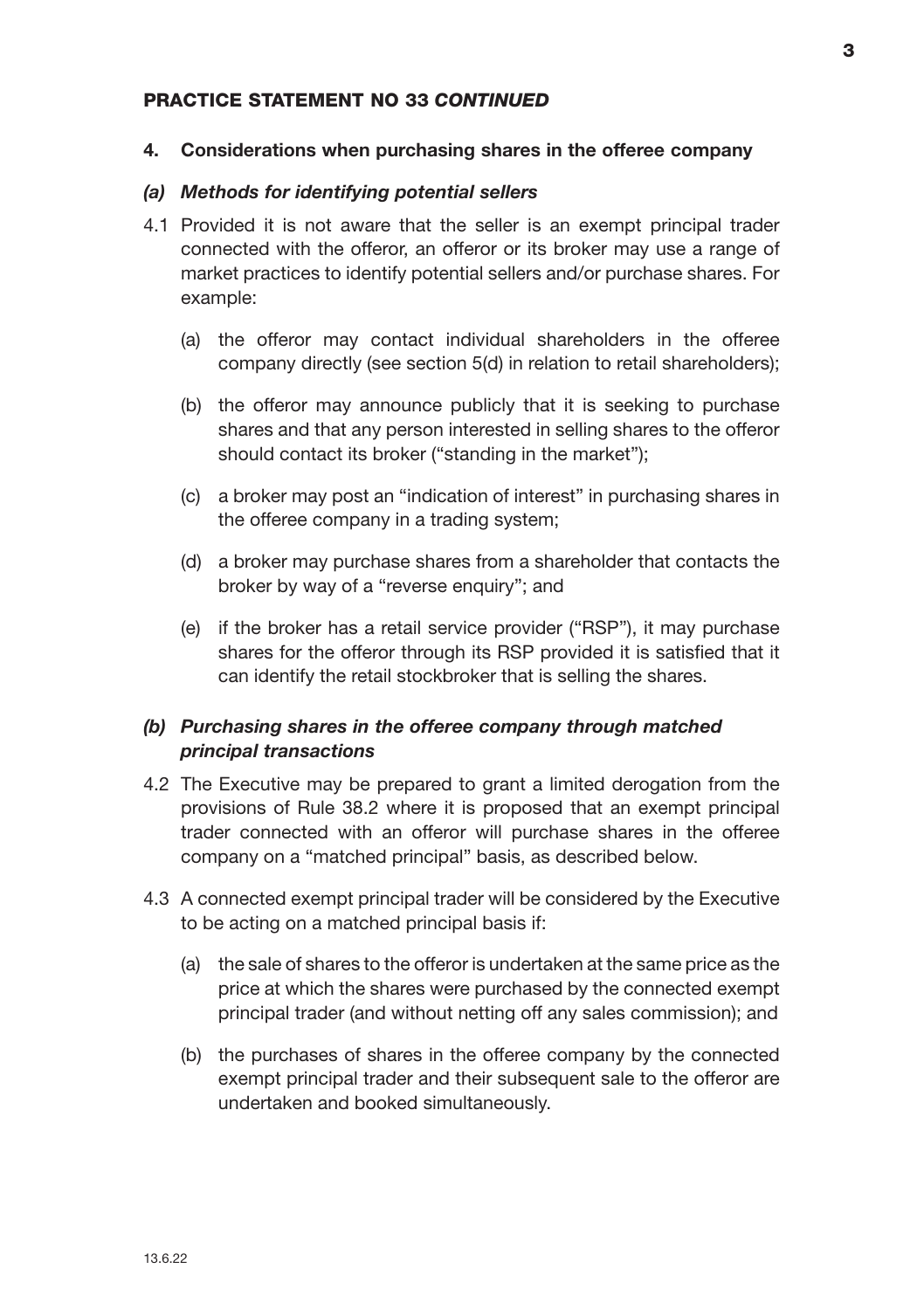## PRACTICE STATEMENT NO 33 *CONTINUED*

### 4. Considerations when purchasing shares in the offeree company

#### *(a) Methods for identifying potential sellers*

4.1 Provided it is not aware that the seller is an exempt principal trader connected with the offeror, an offeror or its broker may use a range of market practices to identify potential sellers and/or purchase shares. For example:

(a) the offeror may contact individual shareholders in the offeree company directly (see section 5(d) in relation to retail shareholders);

(b) the offeror may announce publicly that it is seeking to purchase shares and that any person interested in selling shares to the offeror should contact its broker ("standing in the market");

(c) a broker may post an "indication of interest" in purchasing shares in the offeree company in a trading system;

(d) a broker may purchase shares from a shareholder that contacts the broker by way of a "reverse enquiry"; and

(e) if the broker has a retail service provider ("RSP"), it may purchase shares for the offeror through its RSP provided it is satisfied that it can identify the retail stockbroker that is selling the shares.

#### *(b) Purchasing shares in the offeree company through matched principal transactions*

4.2 The Executive may be prepared to grant a limited derogation from the provisions of Rule 38.2 where it is proposed that an exempt principal trader connected with an offeror will purchase shares in the offeree company on a "matched principal" basis, as described below.

4.3 A connected exempt principal trader will be considered by the Executive to be acting on a matched principal basis if:

(a) the sale of shares to the offeror is undertaken at the same price as the price at which the shares were purchased by the connected exempt principal trader (and without netting off any sales commission); and

(b) the purchases of shares in the offeree company by the connected exempt principal trader and their subsequent sale to the offeror are undertaken and booked simultaneously.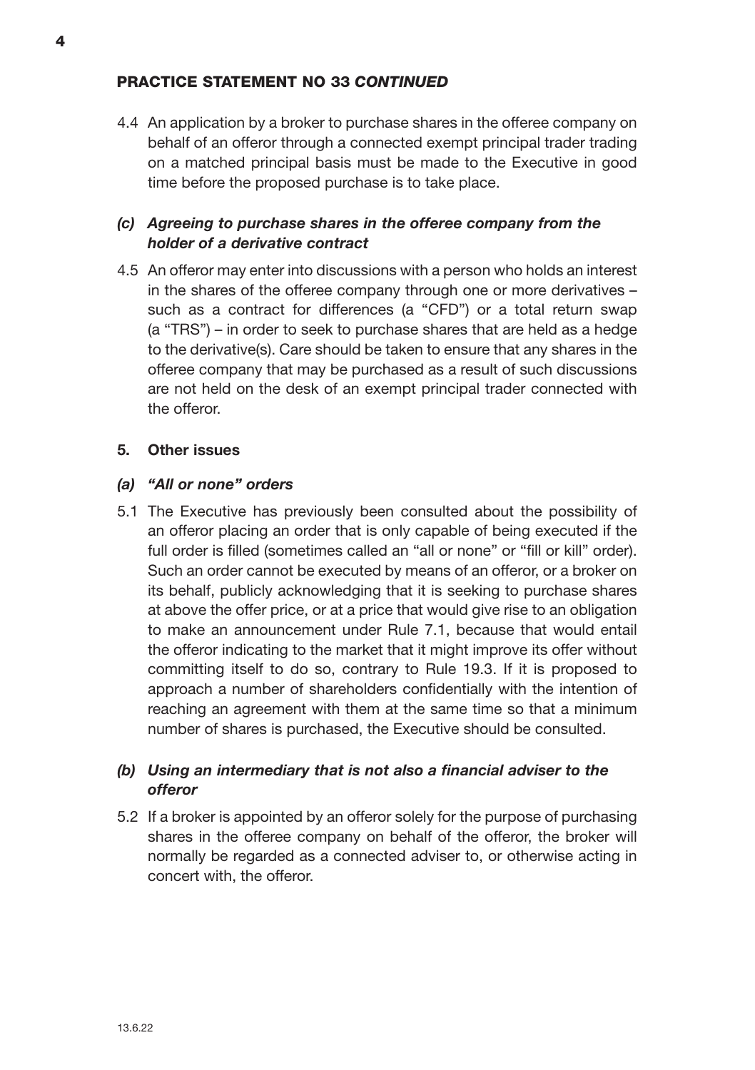4.4 An application by a broker to purchase shares in the offeree company on behalf of an offeror through a connected exempt principal trader trading on a matched principal basis must be made to the Executive in good time before the proposed purchase is to take place.

### *(c) Agreeing to purchase shares in the offeree company from the holder of a derivative contract*

4.5 An offeror may enter into discussions with a person who holds an interest in the shares of the offeree company through one or more derivatives – such as a contract for differences (a "CFD") or a total return swap (a "TRS") – in order to seek to purchase shares that are held as a hedge to the derivative(s). Care should be taken to ensure that any shares in the offeree company that may be purchased as a result of such discussions are not held on the desk of an exempt principal trader connected with the offeror.

## 5. Other issues

### *(a) "All or none" orders*

5.1 The Executive has previously been consulted about the possibility of an offeror placing an order that is only capable of being executed if the full order is filled (sometimes called an "all or none" or "fill or kill" order). Such an order cannot be executed by means of an offeror, or a broker on its behalf, publicly acknowledging that it is seeking to purchase shares at above the offer price, or at a price that would give rise to an obligation to make an announcement under Rule 7.1, because that would entail the offeror indicating to the market that it might improve its offer without committing itself to do so, contrary to Rule 19.3. If it is proposed to approach a number of shareholders confidentially with the intention of reaching an agreement with them at the same time so that a minimum number of shares is purchased, the Executive should be consulted.

### *(b) Using an intermediary that is not also a financial adviser to the offeror*

5.2 If a broker is appointed by an offeror solely for the purpose of purchasing shares in the offeree company on behalf of the offeror, the broker will normally be regarded as a connected adviser to, or otherwise acting in concert with, the offeror.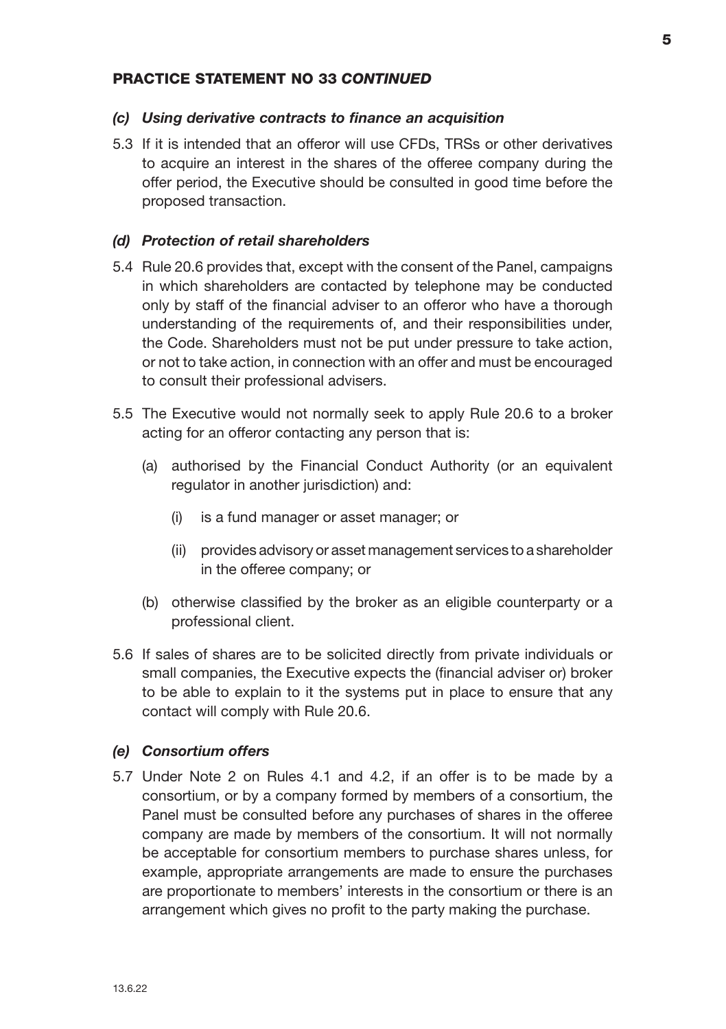## PRACTICE STATEMENT NO 33 *CONTINUED*

### *(c) Using derivative contracts to finance an acquisition*

5.3 If it is intended that an offeror will use CFDs, TRSs or other derivatives to acquire an interest in the shares of the offeree company during the offer period, the Executive should be consulted in good time before the proposed transaction.

### *(d) Protection of retail shareholders*

5.4 Rule 20.6 provides that, except with the consent of the Panel, campaigns in which shareholders are contacted by telephone may be conducted only by staff of the financial adviser to an offeror who have a thorough understanding of the requirements of, and their responsibilities under, the Code. Shareholders must not be put under pressure to take action, or not to take action, in connection with an offer and must be encouraged to consult their professional advisers.

5.5 The Executive would not normally seek to apply Rule 20.6 to a broker acting for an offeror contacting any person that is:

(a) authorised by the Financial Conduct Authority (or an equivalent regulator in another jurisdiction) and:

  (i) is a fund manager or asset manager; or

  (ii) provides advisory or asset management services to a shareholder in the offeree company; or

(b) otherwise classified by the broker as an eligible counterparty or a professional client.

5.6 If sales of shares are to be solicited directly from private individuals or small companies, the Executive expects the (financial adviser or) broker to be able to explain to it the systems put in place to ensure that any contact will comply with Rule 20.6.

### *(e) Consortium offers*

5.7 Under Note 2 on Rules 4.1 and 4.2, if an offer is to be made by a consortium, or by a company formed by members of a consortium, the Panel must be consulted before any purchases of shares in the offeree company are made by members of the consortium. It will not normally be acceptable for consortium members to purchase shares unless, for example, appropriate arrangements are made to ensure the purchases are proportionate to members' interests in the consortium or there is an arrangement which gives no profit to the party making the purchase.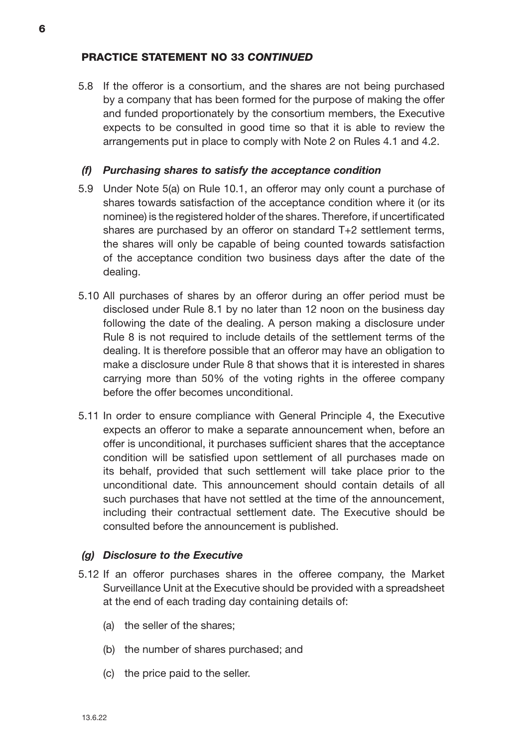## PRACTICE STATEMENT NO 33 *CONTINUED*

5.8 If the offeror is a consortium, and the shares are not being purchased by a company that has been formed for the purpose of making the offer and funded proportionately by the consortium members, the Executive expects to be consulted in good time so that it is able to review the arrangements put in place to comply with Note 2 on Rules 4.1 and 4.2.

### *(f) Purchasing shares to satisfy the acceptance condition*

5.9 Under Note 5(a) on Rule 10.1, an offeror may only count a purchase of shares towards satisfaction of the acceptance condition where it (or its nominee) is the registered holder of the shares. Therefore, if uncertificated shares are purchased by an offeror on standard T+2 settlement terms, the shares will only be capable of being counted towards satisfaction of the acceptance condition two business days after the date of the dealing.

5.10 All purchases of shares by an offeror during an offer period must be disclosed under Rule 8.1 by no later than 12 noon on the business day following the date of the dealing. A person making a disclosure under Rule 8 is not required to include details of the settlement terms of the dealing. It is therefore possible that an offeror may have an obligation to make a disclosure under Rule 8 that shows that it is interested in shares carrying more than 50% of the voting rights in the offeree company before the offer becomes unconditional.

5.11 In order to ensure compliance with General Principle 4, the Executive expects an offeror to make a separate announcement when, before an offer is unconditional, it purchases sufficient shares that the acceptance condition will be satisfied upon settlement of all purchases made on its behalf, provided that such settlement will take place prior to the unconditional date. This announcement should contain details of all such purchases that have not settled at the time of the announcement, including their contractual settlement date. The Executive should be consulted before the announcement is published.

### *(g) Disclosure to the Executive*

5.12 If an offeror purchases shares in the offeree company, the Market Surveillance Unit at the Executive should be provided with a spreadsheet at the end of each trading day containing details of:

(a) the seller of the shares;

(b) the number of shares purchased; and

(c) the price paid to the seller.

13.6.22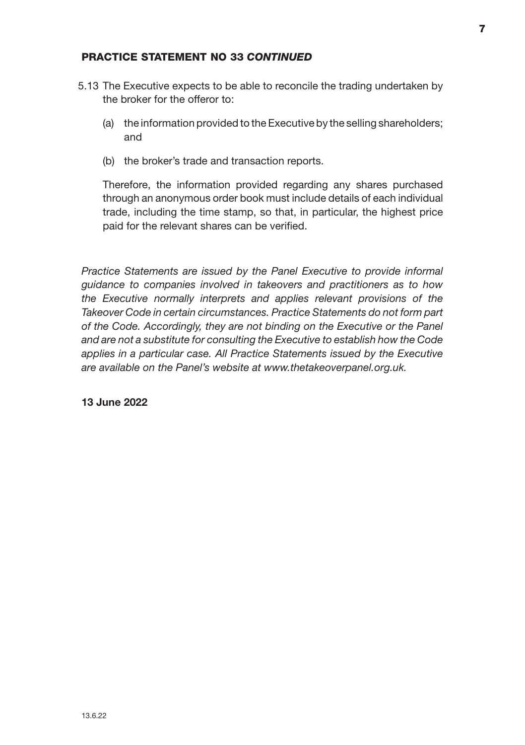## PRACTICE STATEMENT NO 33 *CONTINUED*

5.13 The Executive expects to be able to reconcile the trading undertaken by the broker for the offeror to:

(a) the information provided to the Executive by the selling shareholders; and

(b) the broker's trade and transaction reports.

Therefore, the information provided regarding any shares purchased through an anonymous order book must include details of each individual trade, including the time stamp, so that, in particular, the highest price paid for the relevant shares can be verified.

*Practice Statements are issued by the Panel Executive to provide informal guidance to companies involved in takeovers and practitioners as to how the Executive normally interprets and applies relevant provisions of the Takeover Code in certain circumstances. Practice Statements do not form part of the Code. Accordingly, they are not binding on the Executive or the Panel and are not a substitute for consulting the Executive to establish how the Code applies in a particular case. All Practice Statements issued by the Executive are available on the Panel's website at www.thetakeoverpanel.org.uk.*

**13 June 2022**